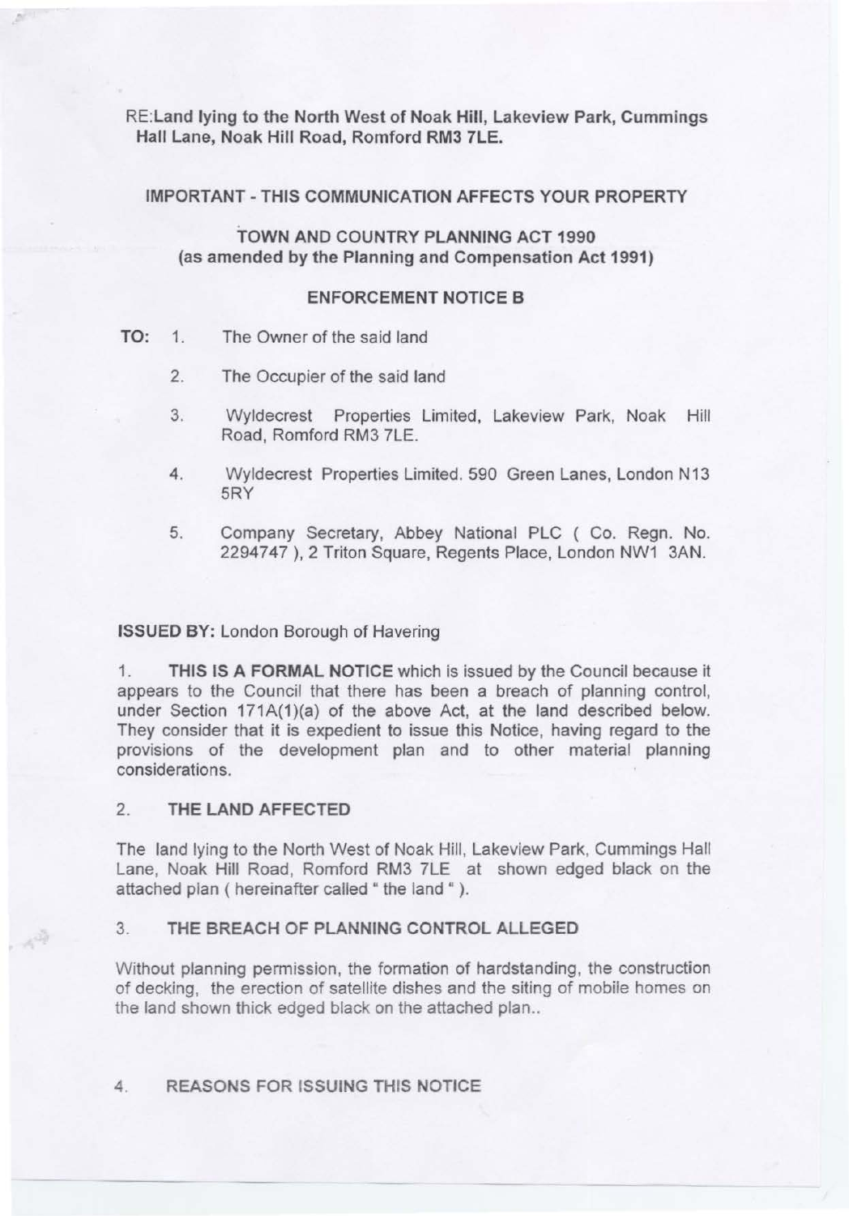**RE:Land lying to the North West of Noak Hill, Lakeview Park, Cummings Hall Lane, Noak Hill Road, Romford RM3 7LE.**

**IMPORTANT - THIS COMMUNICATION AFFECTS YOUR PROPERTY**

**TOWN AND COUNTRY PLANNING ACT 1990**
**(as amended by the Planning and Compensation Act 1991)**

**ENFORCEMENT NOTICE B**

**TO:**

1. The Owner of the said land
2. The Occupier of the said land
3. Wyldecrest Properties Limited, Lakeview Park, Noak Hill Road, Romford RM3 7LE.
4. Wyldecrest Properties Limited. 590 Green Lanes, London N13 5RY
5. Company Secretary, Abbey National PLC ( Co. Regn. No. 2294747 ), 2 Triton Square, Regents Place, London NW1 3AN.

**ISSUED BY:** London Borough of Havering

1. **THIS IS A FORMAL NOTICE** which is issued by the Council because it appears to the Council that there has been a breach of planning control, under Section 171A(1)(a) of the above Act, at the land described below. They consider that it is expedient to issue this Notice, having regard to the provisions of the development plan and to other material planning considerations.

2. **THE LAND AFFECTED**

The land lying to the North West of Noak Hill, Lakeview Park, Cummings Hall Lane, Noak Hill Road, Romford RM3 7LE at shown edged black on the attached plan ( hereinafter called " the land " ).

3. **THE BREACH OF PLANNING CONTROL ALLEGED**

Without planning permission, the formation of hardstanding, the construction of decking, the erection of satellite dishes and the siting of mobile homes on the land shown thick edged black on the attached plan..

4. REASONS FOR ISSUING THIS NOTICE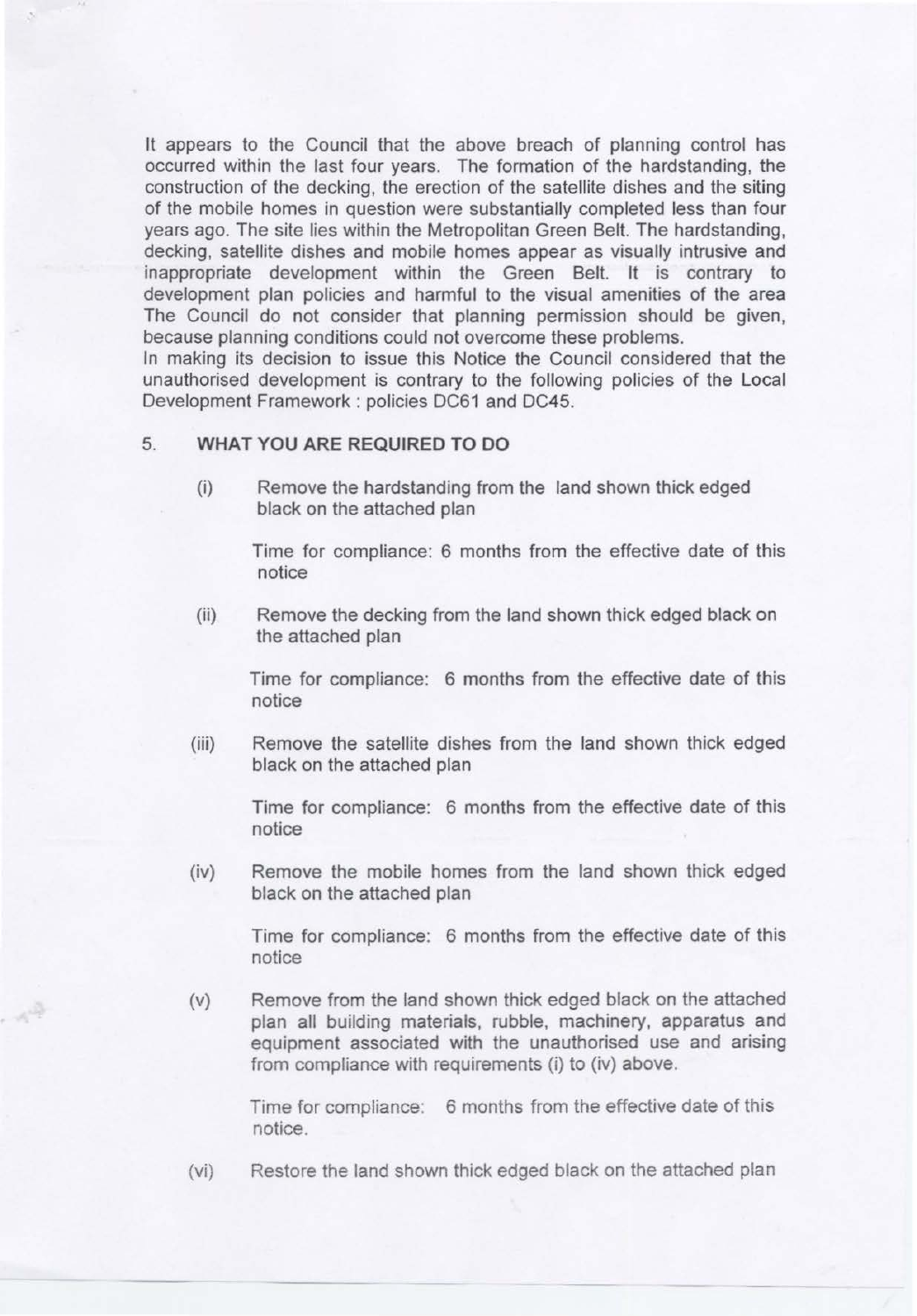It appears to the Council that the above breach of planning control has occurred within the last four years. The formation of the hardstanding, the construction of the decking, the erection of the satellite dishes and the siting of the mobile homes in question were substantially completed less than four years ago. The site lies within the Metropolitan Green Belt. The hardstanding, decking, satellite dishes and mobile homes appear as visually intrusive and inappropriate development within the Green Belt. It is contrary to development plan policies and harmful to the visual amenities of the area The Council do not consider that planning permission should be given, because planning conditions could not overcome these problems.

In making its decision to issue this Notice the Council considered that the unauthorised development is contrary to the following policies of the Local Development Framework : policies DC61 and DC45.

## 5. WHAT YOU ARE REQUIRED TO DO

(i) Remove the hardstanding from the land shown thick edged black on the attached plan

Time for compliance: 6 months from the effective date of this notice

(ii) Remove the decking from the land shown thick edged black on the attached plan

Time for compliance: 6 months from the effective date of this notice

(iii) Remove the satellite dishes from the land shown thick edged black on the attached plan

Time for compliance: 6 months from the effective date of this notice

(iv) Remove the mobile homes from the land shown thick edged black on the attached plan

Time for compliance: 6 months from the effective date of this notice

(v) Remove from the land shown thick edged black on the attached plan all building materials, rubble, machinery, apparatus and equipment associated with the unauthorised use and arising from compliance with requirements (i) to (iv) above.

Time for compliance: 6 months from the effective date of this notice.

(vi) Restore the land shown thick edged black on the attached plan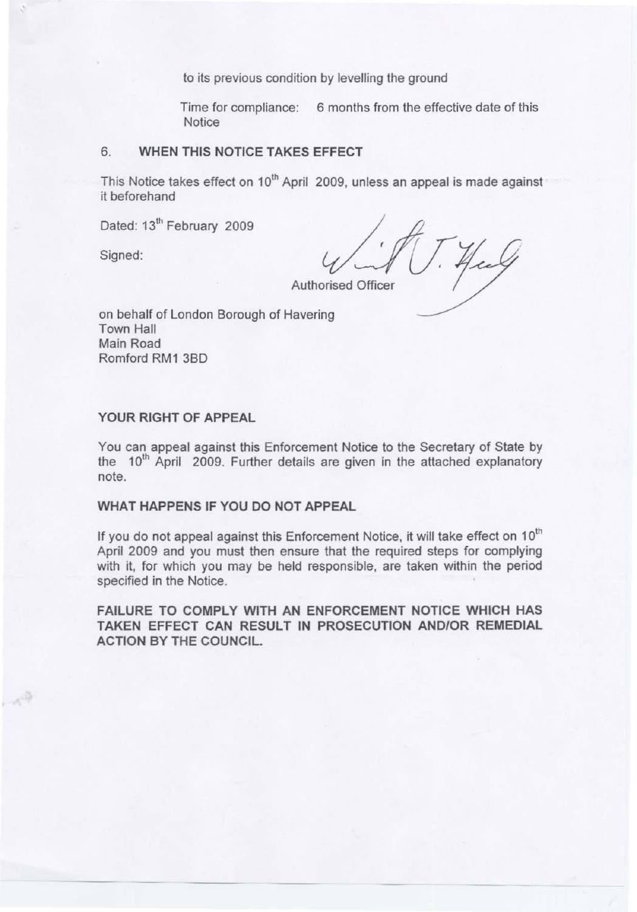to its previous condition by levelling the ground

Time for compliance: 6 months from the effective date of this Notice

## 6. WHEN THIS NOTICE TAKES EFFECT

This Notice takes effect on 10th April 2009, unless an appeal is made against it beforehand

Dated: 13th February 2009

Signed:

Authorised Officer

on behalf of London Borough of Havering
Town Hall
Main Road
Romford RM1 3BD

### YOUR RIGHT OF APPEAL

You can appeal against this Enforcement Notice to the Secretary of State by the 10th April 2009. Further details are given in the attached explanatory note.

### WHAT HAPPENS IF YOU DO NOT APPEAL

If you do not appeal against this Enforcement Notice, it will take effect on 10th April 2009 and you must then ensure that the required steps for complying with it, for which you may be held responsible, are taken within the period specified in the Notice.

**FAILURE TO COMPLY WITH AN ENFORCEMENT NOTICE WHICH HAS TAKEN EFFECT CAN RESULT IN PROSECUTION AND/OR REMEDIAL ACTION BY THE COUNCIL.**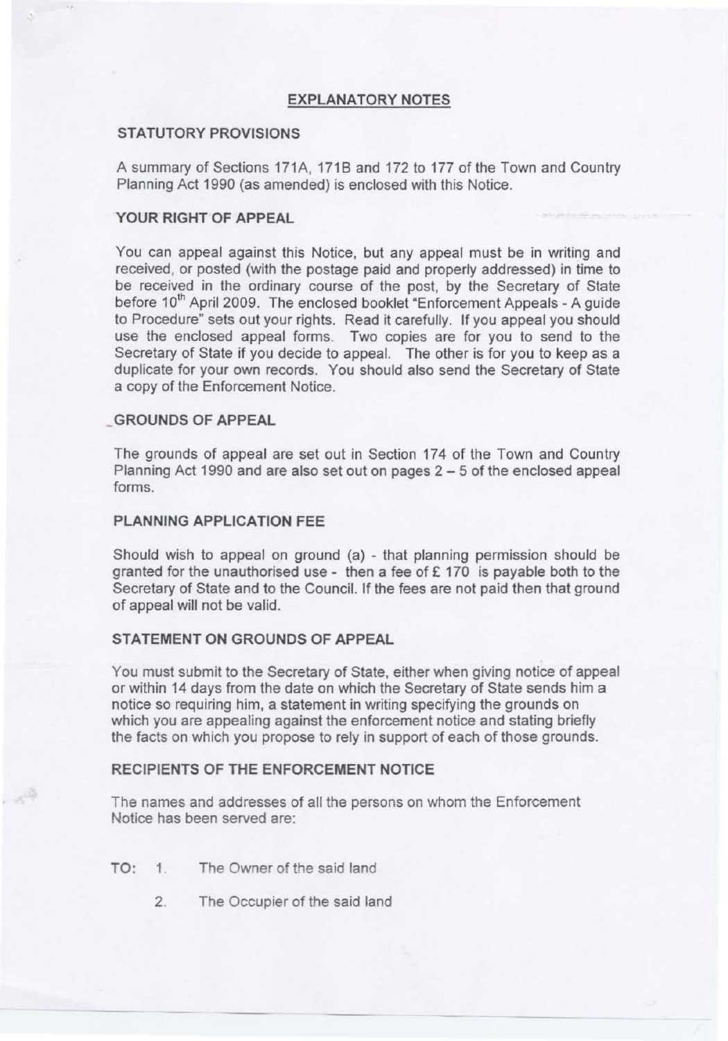## EXPLANATORY NOTES

### STATUTORY PROVISIONS

A summary of Sections 171A, 171B and 172 to 177 of the Town and Country Planning Act 1990 (as amended) is enclosed with this Notice.

### YOUR RIGHT OF APPEAL

You can appeal against this Notice, but any appeal must be in writing and received, or posted (with the postage paid and properly addressed) in time to be received in the ordinary course of the post, by the Secretary of State before 10th April 2009. The enclosed booklet "Enforcement Appeals - A guide to Procedure" sets out your rights. Read it carefully. If you appeal you should use the enclosed appeal forms. Two copies are for you to send to the Secretary of State if you decide to appeal. The other is for you to keep as a duplicate for your own records. You should also send the Secretary of State a copy of the Enforcement Notice.

### GROUNDS OF APPEAL

The grounds of appeal are set out in Section 174 of the Town and Country Planning Act 1990 and are also set out on pages 2 – 5 of the enclosed appeal forms.

### PLANNING APPLICATION FEE

Should wish to appeal on ground (a) - that planning permission should be granted for the unauthorised use - then a fee of £ 170 is payable both to the Secretary of State and to the Council. If the fees are not paid then that ground of appeal will not be valid.

### STATEMENT ON GROUNDS OF APPEAL

You must submit to the Secretary of State, either when giving notice of appeal or within 14 days from the date on which the Secretary of State sends him a notice so requiring him, a statement in writing specifying the grounds on which you are appealing against the enforcement notice and stating briefly the facts on which you propose to rely in support of each of those grounds.

### RECIPIENTS OF THE ENFORCEMENT NOTICE

The names and addresses of all the persons on whom the Enforcement Notice has been served are:

TO:
1. The Owner of the said land
2. The Occupier of the said land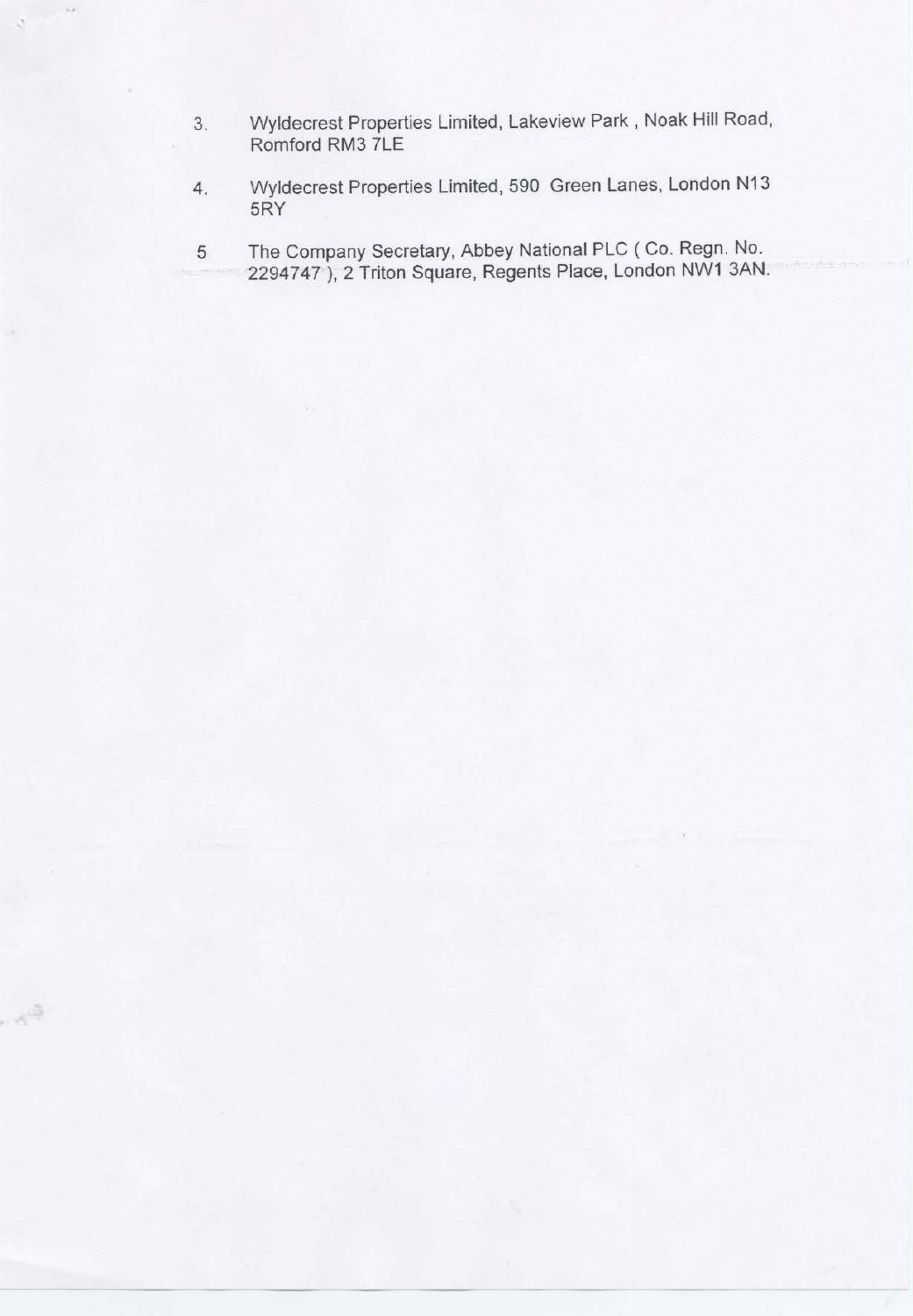3. Wyldecrest Properties Limited, Lakeview Park , Noak Hill Road, Romford RM3 7LE

4. Wyldecrest Properties Limited, 590 Green Lanes, London N13 5RY

5 The Company Secretary, Abbey National PLC ( Co. Regn. No. 2294747 ), 2 Triton Square, Regents Place, London NW1 3AN.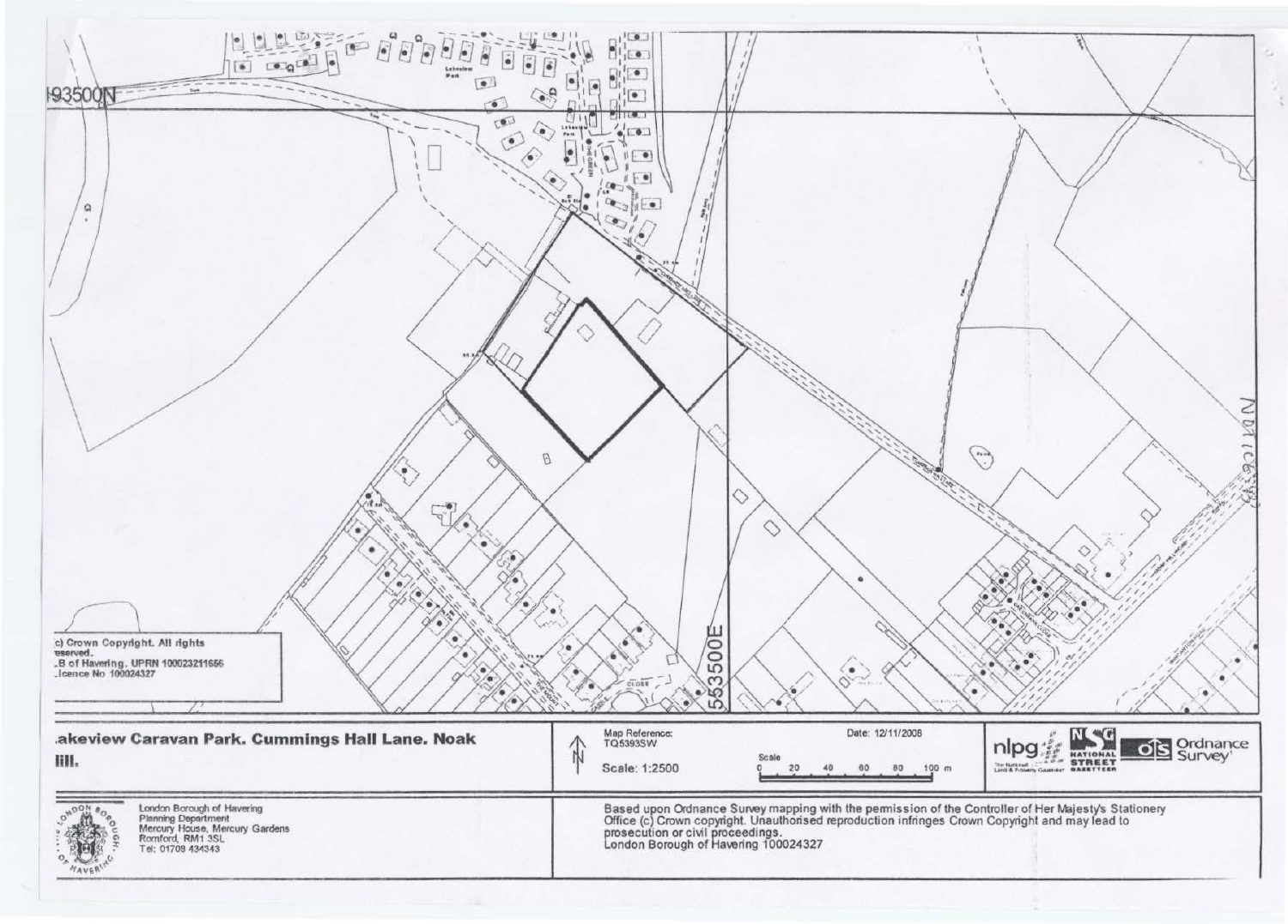193500N

553500E

c) Crown Copyright. All rights
eserved.
.B of Havering. UPRN 100023211656
.icence No 100024327

**akeview Caravan Park. Cummings Hall Lane. Noak lill.**

Map Reference:
TQ5393SW

Scale: 1:2500

Date: 12/11/2008

Scale
0 20 40 60 80 100 m

London Borough of Havering
Planning Department
Mercury House, Mercury Gardens
Romford, RM1 3SL
Tel: 01708 434343

Based upon Ordnance Survey mapping with the permission of the Controller of Her Majesty's Stationery Office (c) Crown copyright. Unauthorised reproduction infringes Crown Copyright and may lead to prosecution or civil proceedings.
London Borough of Havering 100024327